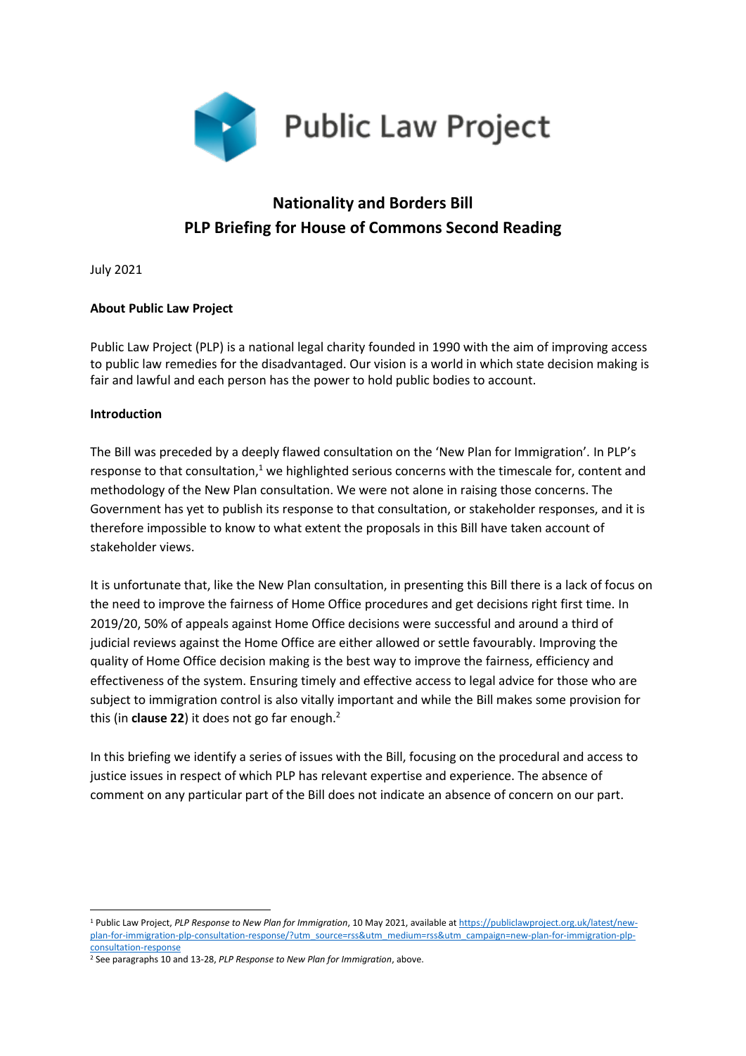Public Law Project

# Nationality and Borders Bill
# PLP Briefing for House of Commons Second Reading

July 2021

**About Public Law Project**

Public Law Project (PLP) is a national legal charity founded in 1990 with the aim of improving access to public law remedies for the disadvantaged. Our vision is a world in which state decision making is fair and lawful and each person has the power to hold public bodies to account.

**Introduction**

The Bill was preceded by a deeply flawed consultation on the 'New Plan for Immigration'. In PLP's response to that consultation,[1] we highlighted serious concerns with the timescale for, content and methodology of the New Plan consultation. We were not alone in raising those concerns. The Government has yet to publish its response to that consultation, or stakeholder responses, and it is therefore impossible to know to what extent the proposals in this Bill have taken account of stakeholder views.

It is unfortunate that, like the New Plan consultation, in presenting this Bill there is a lack of focus on the need to improve the fairness of Home Office procedures and get decisions right first time. In 2019/20, 50% of appeals against Home Office decisions were successful and around a third of judicial reviews against the Home Office are either allowed or settle favourably. Improving the quality of Home Office decision making is the best way to improve the fairness, efficiency and effectiveness of the system. Ensuring timely and effective access to legal advice for those who are subject to immigration control is also vitally important and while the Bill makes some provision for this (in **clause 22**) it does not go far enough.[2]

In this briefing we identify a series of issues with the Bill, focusing on the procedural and access to justice issues in respect of which PLP has relevant expertise and experience. The absence of comment on any particular part of the Bill does not indicate an absence of concern on our part.

---

[1] Public Law Project, *PLP Response to New Plan for Immigration*, 10 May 2021, available at https://publiclawproject.org.uk/latest/new-plan-for-immigration-plp-consultation-response/?utm_source=rss&utm_medium=rss&utm_campaign=new-plan-for-immigration-plp-consultation-response

[2] See paragraphs 10 and 13-28, *PLP Response to New Plan for Immigration*, above.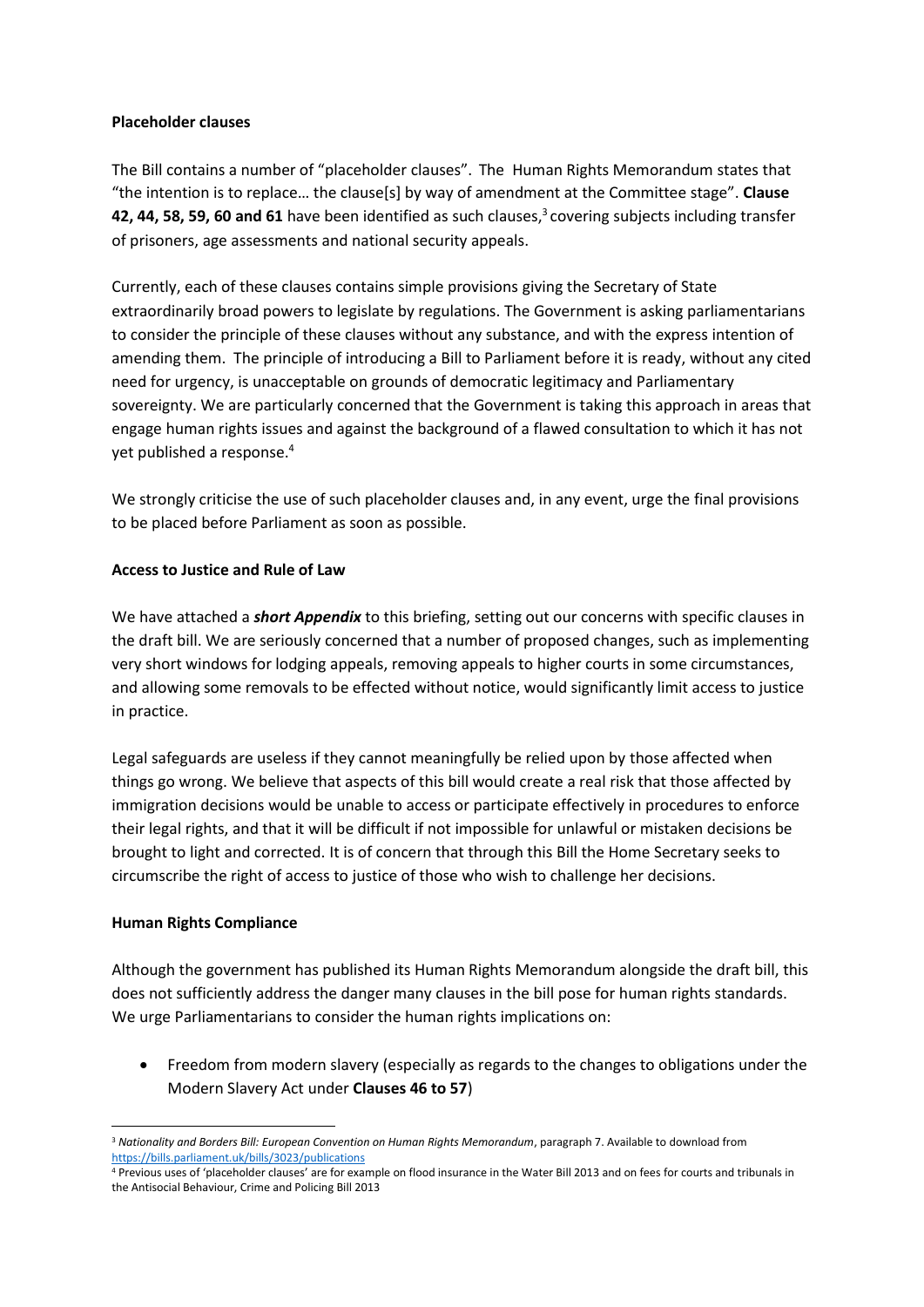**Placeholder clauses**

The Bill contains a number of "placeholder clauses". The Human Rights Memorandum states that "the intention is to replace… the clause[s] by way of amendment at the Committee stage". **Clause 42, 44, 58, 59, 60 and 61** have been identified as such clauses,[3] covering subjects including transfer of prisoners, age assessments and national security appeals.

Currently, each of these clauses contains simple provisions giving the Secretary of State extraordinarily broad powers to legislate by regulations. The Government is asking parliamentarians to consider the principle of these clauses without any substance, and with the express intention of amending them. The principle of introducing a Bill to Parliament before it is ready, without any cited need for urgency, is unacceptable on grounds of democratic legitimacy and Parliamentary sovereignty. We are particularly concerned that the Government is taking this approach in areas that engage human rights issues and against the background of a flawed consultation to which it has not yet published a response.[4]

We strongly criticise the use of such placeholder clauses and, in any event, urge the final provisions to be placed before Parliament as soon as possible.

**Access to Justice and Rule of Law**

We have attached a ***short Appendix*** to this briefing, setting out our concerns with specific clauses in the draft bill. We are seriously concerned that a number of proposed changes, such as implementing very short windows for lodging appeals, removing appeals to higher courts in some circumstances, and allowing some removals to be effected without notice, would significantly limit access to justice in practice.

Legal safeguards are useless if they cannot meaningfully be relied upon by those affected when things go wrong. We believe that aspects of this bill would create a real risk that those affected by immigration decisions would be unable to access or participate effectively in procedures to enforce their legal rights, and that it will be difficult if not impossible for unlawful or mistaken decisions be brought to light and corrected. It is of concern that through this Bill the Home Secretary seeks to circumscribe the right of access to justice of those who wish to challenge her decisions.

**Human Rights Compliance**

Although the government has published its Human Rights Memorandum alongside the draft bill, this does not sufficiently address the danger many clauses in the bill pose for human rights standards. We urge Parliamentarians to consider the human rights implications on:

- Freedom from modern slavery (especially as regards to the changes to obligations under the Modern Slavery Act under **Clauses 46 to 57**)

---

[3] *Nationality and Borders Bill: European Convention on Human Rights Memorandum*, paragraph 7. Available to download from https://bills.parliament.uk/bills/3023/publications

[4] Previous uses of 'placeholder clauses' are for example on flood insurance in the Water Bill 2013 and on fees for courts and tribunals in the Antisocial Behaviour, Crime and Policing Bill 2013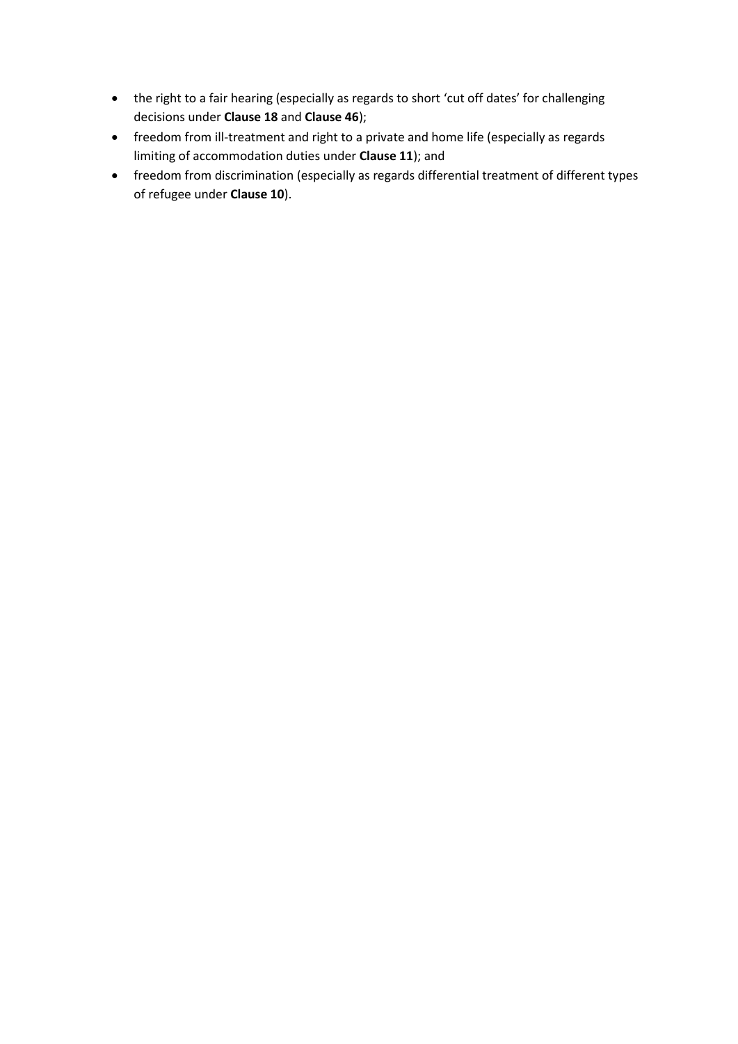- the right to a fair hearing (especially as regards to short 'cut off dates' for challenging decisions under **Clause 18** and **Clause 46**);
- freedom from ill-treatment and right to a private and home life (especially as regards limiting of accommodation duties under **Clause 11**); and
- freedom from discrimination (especially as regards differential treatment of different types of refugee under **Clause 10**).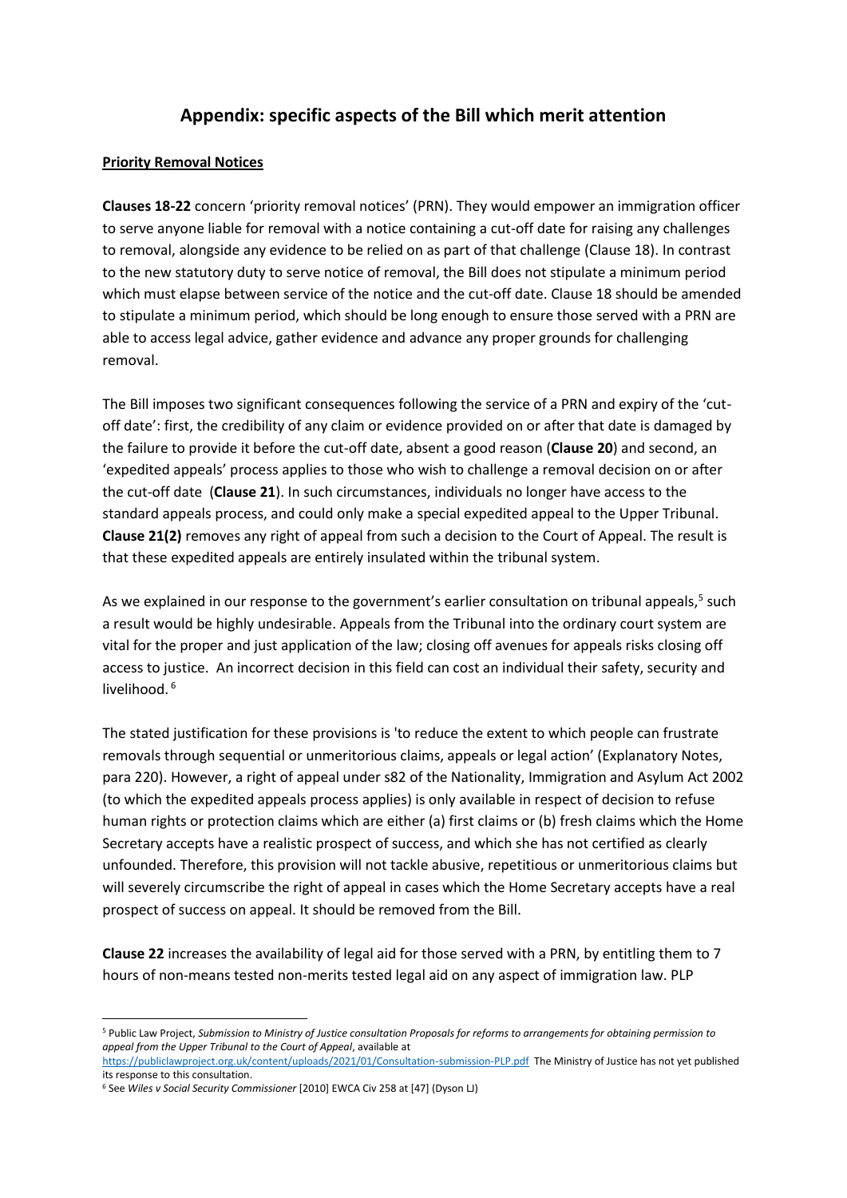# Appendix: specific aspects of the Bill which merit attention

**Priority Removal Notices**

**Clauses 18-22** concern 'priority removal notices' (PRN). They would empower an immigration officer to serve anyone liable for removal with a notice containing a cut-off date for raising any challenges to removal, alongside any evidence to be relied on as part of that challenge (Clause 18). In contrast to the new statutory duty to serve notice of removal, the Bill does not stipulate a minimum period which must elapse between service of the notice and the cut-off date. Clause 18 should be amended to stipulate a minimum period, which should be long enough to ensure those served with a PRN are able to access legal advice, gather evidence and advance any proper grounds for challenging removal.

The Bill imposes two significant consequences following the service of a PRN and expiry of the 'cut-off date': first, the credibility of any claim or evidence provided on or after that date is damaged by the failure to provide it before the cut-off date, absent a good reason (**Clause 20**) and second, an 'expedited appeals' process applies to those who wish to challenge a removal decision on or after the cut-off date (**Clause 21**). In such circumstances, individuals no longer have access to the standard appeals process, and could only make a special expedited appeal to the Upper Tribunal. **Clause 21(2)** removes any right of appeal from such a decision to the Court of Appeal. The result is that these expedited appeals are entirely insulated within the tribunal system.

As we explained in our response to the government's earlier consultation on tribunal appeals,[5] such a result would be highly undesirable. Appeals from the Tribunal into the ordinary court system are vital for the proper and just application of the law; closing off avenues for appeals risks closing off access to justice. An incorrect decision in this field can cost an individual their safety, security and livelihood.[6]

The stated justification for these provisions is 'to reduce the extent to which people can frustrate removals through sequential or unmeritorious claims, appeals or legal action' (Explanatory Notes, para 220). However, a right of appeal under s82 of the Nationality, Immigration and Asylum Act 2002 (to which the expedited appeals process applies) is only available in respect of decision to refuse human rights or protection claims which are either (a) first claims or (b) fresh claims which the Home Secretary accepts have a realistic prospect of success, and which she has not certified as clearly unfounded. Therefore, this provision will not tackle abusive, repetitious or unmeritorious claims but will severely circumscribe the right of appeal in cases which the Home Secretary accepts have a real prospect of success on appeal. It should be removed from the Bill.

**Clause 22** increases the availability of legal aid for those served with a PRN, by entitling them to 7 hours of non-means tested non-merits tested legal aid on any aspect of immigration law. PLP

---

[5] Public Law Project, *Submission to Ministry of Justice consultation Proposals for reforms to arrangements for obtaining permission to appeal from the Upper Tribunal to the Court of Appeal*, available at https://publiclawproject.org.uk/content/uploads/2021/01/Consultation-submission-PLP.pdf The Ministry of Justice has not yet published its response to this consultation.

[6] See *Wiles v Social Security Commissioner* [2010] EWCA Civ 258 at [47] (Dyson LJ)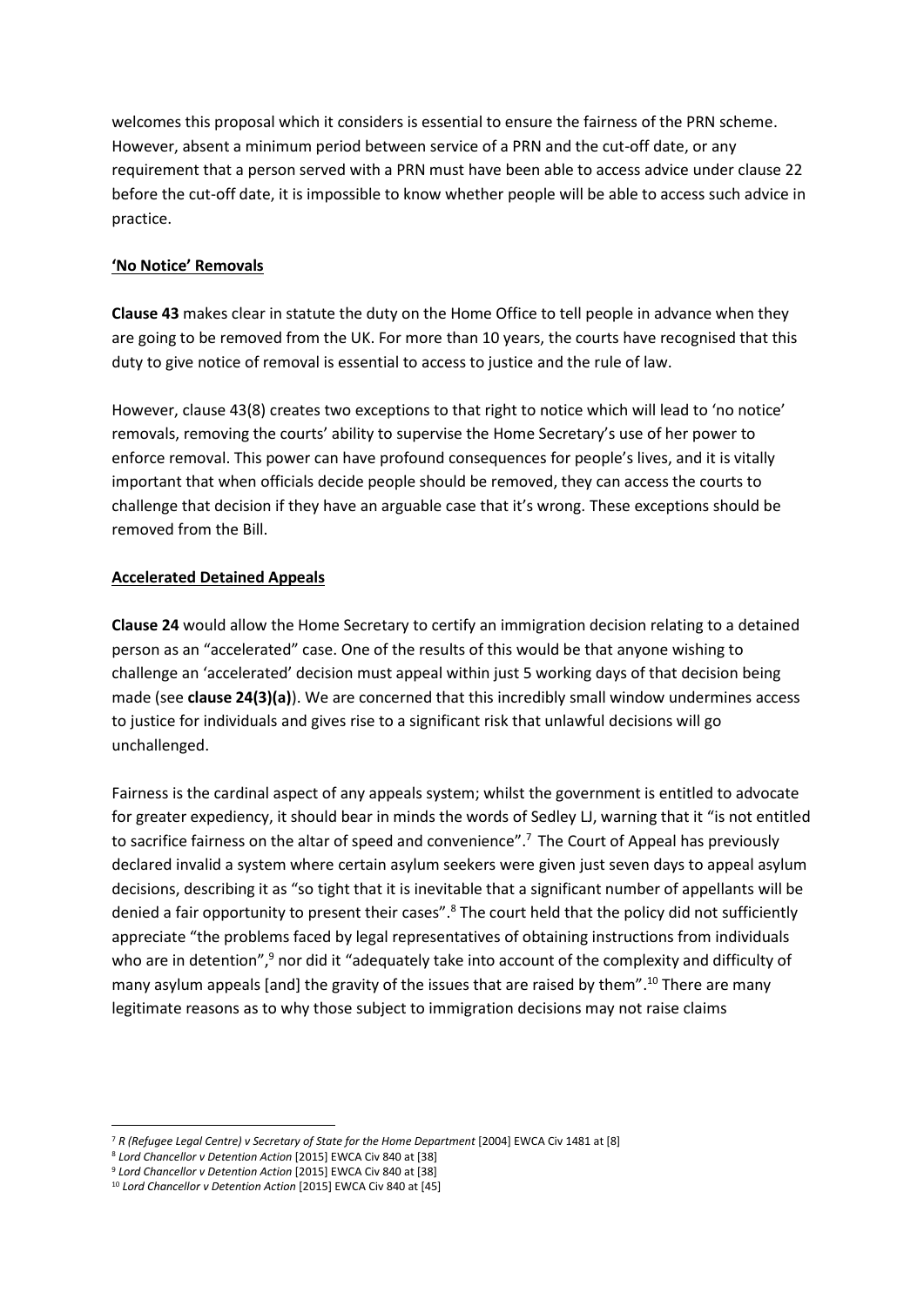welcomes this proposal which it considers is essential to ensure the fairness of the PRN scheme. However, absent a minimum period between service of a PRN and the cut-off date, or any requirement that a person served with a PRN must have been able to access advice under clause 22 before the cut-off date, it is impossible to know whether people will be able to access such advice in practice.

**'No Notice' Removals**

**Clause 43** makes clear in statute the duty on the Home Office to tell people in advance when they are going to be removed from the UK. For more than 10 years, the courts have recognised that this duty to give notice of removal is essential to access to justice and the rule of law.

However, clause 43(8) creates two exceptions to that right to notice which will lead to 'no notice' removals, removing the courts' ability to supervise the Home Secretary's use of her power to enforce removal. This power can have profound consequences for people's lives, and it is vitally important that when officials decide people should be removed, they can access the courts to challenge that decision if they have an arguable case that it's wrong. These exceptions should be removed from the Bill.

**Accelerated Detained Appeals**

**Clause 24** would allow the Home Secretary to certify an immigration decision relating to a detained person as an "accelerated" case. One of the results of this would be that anyone wishing to challenge an 'accelerated' decision must appeal within just 5 working days of that decision being made (see **clause 24(3)(a)**). We are concerned that this incredibly small window undermines access to justice for individuals and gives rise to a significant risk that unlawful decisions will go unchallenged.

Fairness is the cardinal aspect of any appeals system; whilst the government is entitled to advocate for greater expediency, it should bear in minds the words of Sedley LJ, warning that it "is not entitled to sacrifice fairness on the altar of speed and convenience".[7] The Court of Appeal has previously declared invalid a system where certain asylum seekers were given just seven days to appeal asylum decisions, describing it as "so tight that it is inevitable that a significant number of appellants will be denied a fair opportunity to present their cases".[8] The court held that the policy did not sufficiently appreciate "the problems faced by legal representatives of obtaining instructions from individuals who are in detention",[9] nor did it "adequately take into account of the complexity and difficulty of many asylum appeals [and] the gravity of the issues that are raised by them".[10] There are many legitimate reasons as to why those subject to immigration decisions may not raise claims

---

[7] *R (Refugee Legal Centre) v Secretary of State for the Home Department* [2004] EWCA Civ 1481 at [8]

[8] *Lord Chancellor v Detention Action* [2015] EWCA Civ 840 at [38]

[9] *Lord Chancellor v Detention Action* [2015] EWCA Civ 840 at [38]

[10] *Lord Chancellor v Detention Action* [2015] EWCA Civ 840 at [45]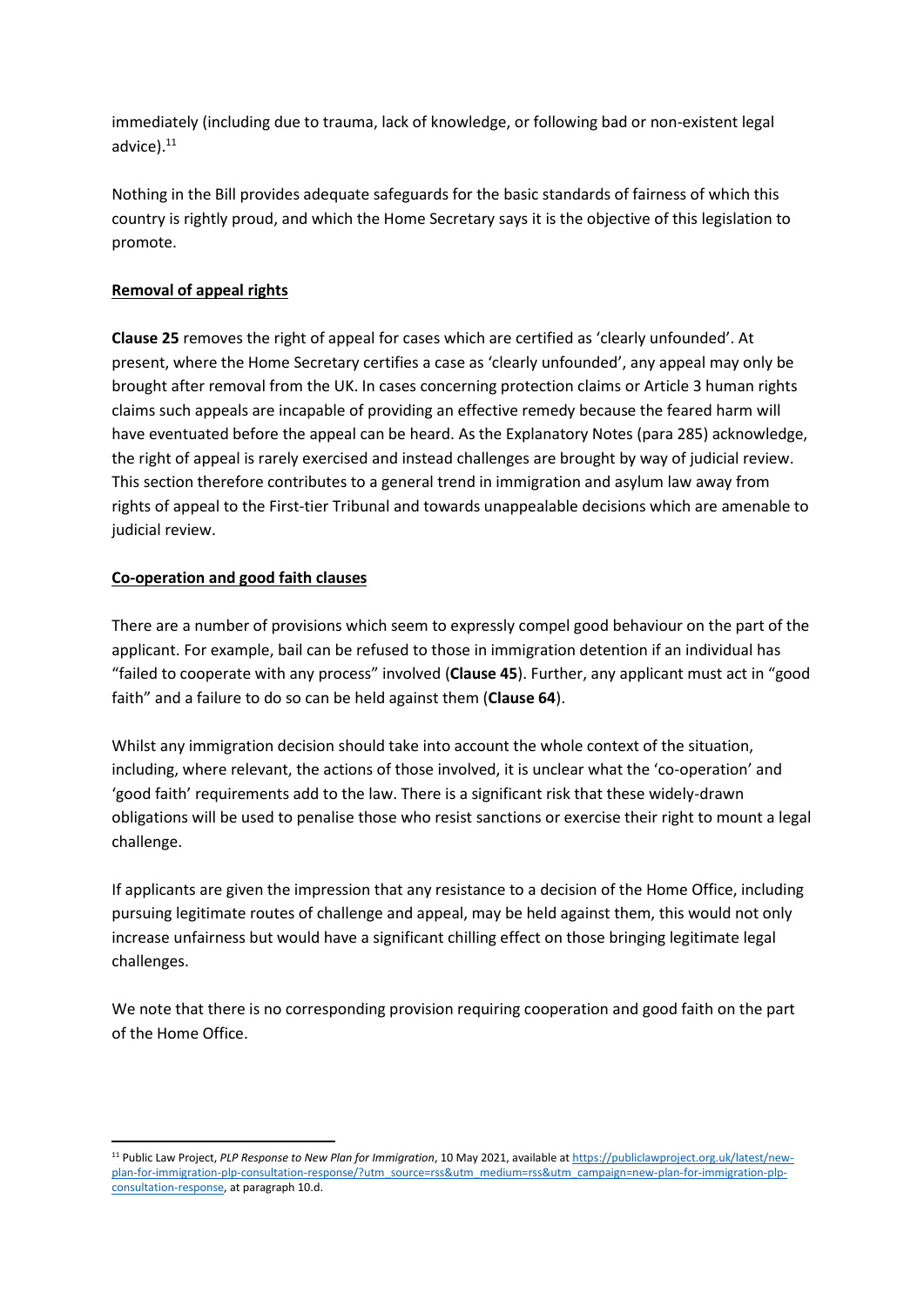immediately (including due to trauma, lack of knowledge, or following bad or non-existent legal advice).[11]

Nothing in the Bill provides adequate safeguards for the basic standards of fairness of which this country is rightly proud, and which the Home Secretary says it is the objective of this legislation to promote.

**Removal of appeal rights**

**Clause 25** removes the right of appeal for cases which are certified as 'clearly unfounded'. At present, where the Home Secretary certifies a case as 'clearly unfounded', any appeal may only be brought after removal from the UK. In cases concerning protection claims or Article 3 human rights claims such appeals are incapable of providing an effective remedy because the feared harm will have eventuated before the appeal can be heard. As the Explanatory Notes (para 285) acknowledge, the right of appeal is rarely exercised and instead challenges are brought by way of judicial review. This section therefore contributes to a general trend in immigration and asylum law away from rights of appeal to the First-tier Tribunal and towards unappealable decisions which are amenable to judicial review.

**Co-operation and good faith clauses**

There are a number of provisions which seem to expressly compel good behaviour on the part of the applicant. For example, bail can be refused to those in immigration detention if an individual has "failed to cooperate with any process" involved (**Clause 45**). Further, any applicant must act in "good faith" and a failure to do so can be held against them (**Clause 64**).

Whilst any immigration decision should take into account the whole context of the situation, including, where relevant, the actions of those involved, it is unclear what the 'co-operation' and 'good faith' requirements add to the law. There is a significant risk that these widely-drawn obligations will be used to penalise those who resist sanctions or exercise their right to mount a legal challenge.

If applicants are given the impression that any resistance to a decision of the Home Office, including pursuing legitimate routes of challenge and appeal, may be held against them, this would not only increase unfairness but would have a significant chilling effect on those bringing legitimate legal challenges.

We note that there is no corresponding provision requiring cooperation and good faith on the part of the Home Office.

---

[11] Public Law Project, *PLP Response to New Plan for Immigration*, 10 May 2021, available at https://publiclawproject.org.uk/latest/new-plan-for-immigration-plp-consultation-response/?utm_source=rss&utm_medium=rss&utm_campaign=new-plan-for-immigration-plp-consultation-response, at paragraph 10.d.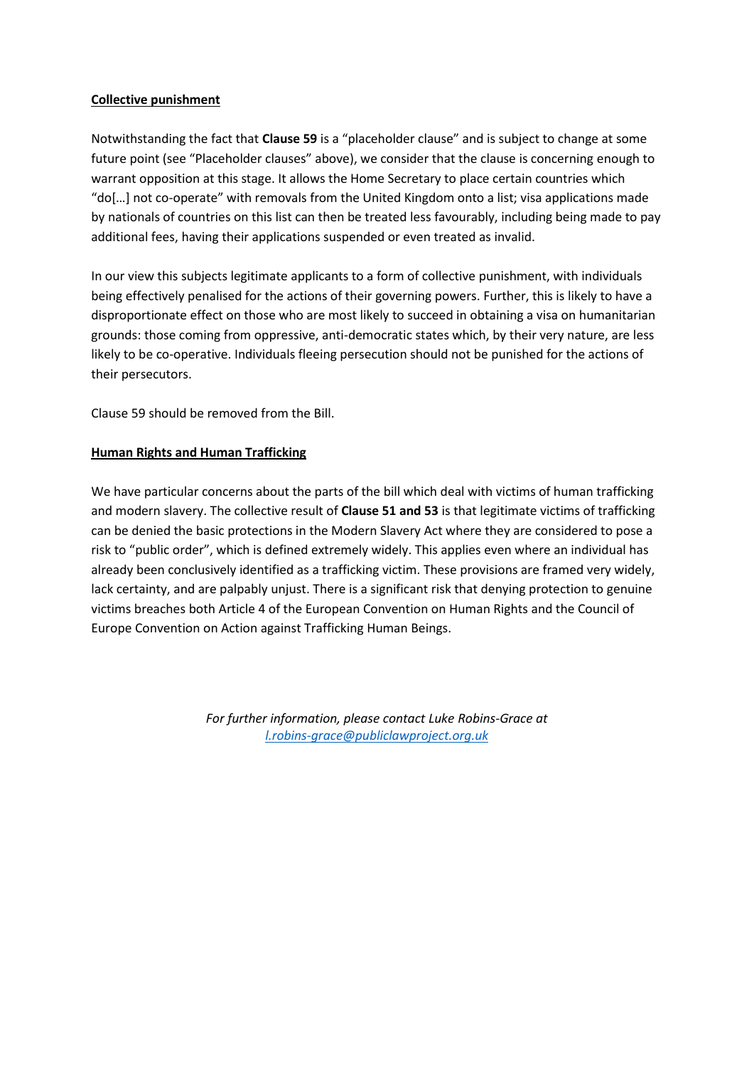**Collective punishment**

Notwithstanding the fact that **Clause 59** is a "placeholder clause" and is subject to change at some future point (see "Placeholder clauses" above), we consider that the clause is concerning enough to warrant opposition at this stage. It allows the Home Secretary to place certain countries which "do[…] not co-operate" with removals from the United Kingdom onto a list; visa applications made by nationals of countries on this list can then be treated less favourably, including being made to pay additional fees, having their applications suspended or even treated as invalid.

In our view this subjects legitimate applicants to a form of collective punishment, with individuals being effectively penalised for the actions of their governing powers. Further, this is likely to have a disproportionate effect on those who are most likely to succeed in obtaining a visa on humanitarian grounds: those coming from oppressive, anti-democratic states which, by their very nature, are less likely to be co-operative. Individuals fleeing persecution should not be punished for the actions of their persecutors.

Clause 59 should be removed from the Bill.

**Human Rights and Human Trafficking**

We have particular concerns about the parts of the bill which deal with victims of human trafficking and modern slavery. The collective result of **Clause 51 and 53** is that legitimate victims of trafficking can be denied the basic protections in the Modern Slavery Act where they are considered to pose a risk to "public order", which is defined extremely widely. This applies even where an individual has already been conclusively identified as a trafficking victim. These provisions are framed very widely, lack certainty, and are palpably unjust. There is a significant risk that denying protection to genuine victims breaches both Article 4 of the European Convention on Human Rights and the Council of Europe Convention on Action against Trafficking Human Beings.

*For further information, please contact Luke Robins-Grace at [l.robins-grace@publiclawproject.org.uk](mailto:l.robins-grace@publiclawproject.org.uk)*